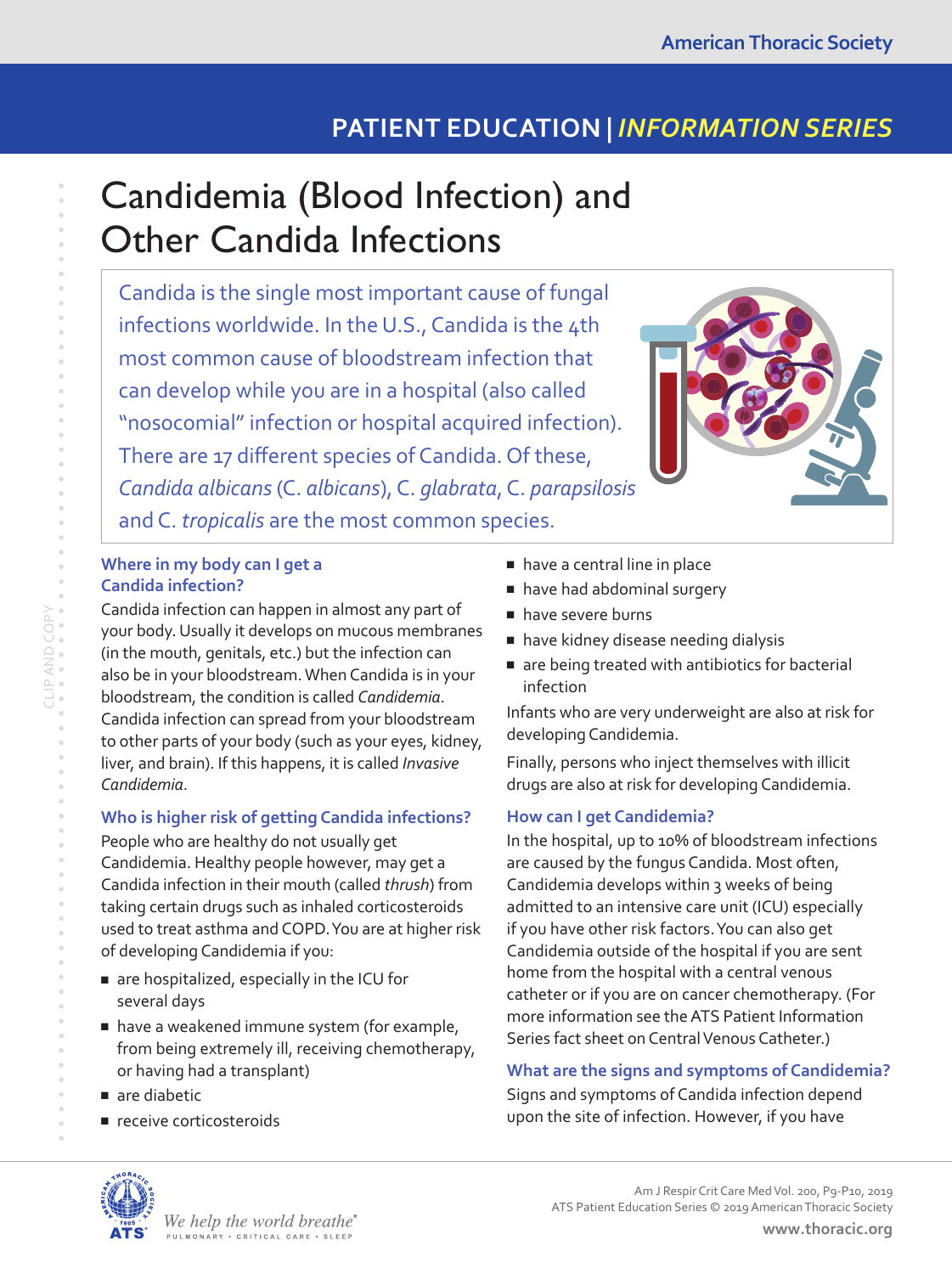# Candidemia (Blood Infection) and Other Candida Infections

Candida is the single most important cause of fungal infections worldwide. In the U.S., Candida is the 4th most common cause of bloodstream infection that can develop while you are in a hospital (also called "nosocomial" infection or hospital acquired infection). There are 17 different species of Candida. Of these, *Candida albicans* (C. *albicans*), C. *glabrata*, C. *parapsilosis* and C. *tropicalis* are the most common species.

### Where in my body can I get a Candida infection?

Candida infection can happen in almost any part of your body. Usually it develops on mucous membranes (in the mouth, genitals, etc.) but the infection can also be in your bloodstream. When Candida is in your bloodstream, the condition is called *Candidemia*. Candida infection can spread from your bloodstream to other parts of your body (such as your eyes, kidney, liver, and brain). If this happens, it is called *Invasive Candidemia*.

### Who is higher risk of getting Candida infections?

People who are healthy do not usually get Candidemia. Healthy people however, may get a Candida infection in their mouth (called *thrush*) from taking certain drugs such as inhaled corticosteroids used to treat asthma and COPD. You are at higher risk of developing Candidemia if you:

- are hospitalized, especially in the ICU for several days
- have a weakened immune system (for example, from being extremely ill, receiving chemotherapy, or having had a transplant)
- are diabetic
- receive corticosteroids
- have a central line in place
- have had abdominal surgery
- have severe burns
- have kidney disease needing dialysis
- are being treated with antibiotics for bacterial infection

Infants who are very underweight are also at risk for developing Candidemia.

Finally, persons who inject themselves with illicit drugs are also at risk for developing Candidemia.

### How can I get Candidemia?

In the hospital, up to 10% of bloodstream infections are caused by the fungus Candida. Most often, Candidemia develops within 3 weeks of being admitted to an intensive care unit (ICU) especially if you have other risk factors. You can also get Candidemia outside of the hospital if you are sent home from the hospital with a central venous catheter or if you are on cancer chemotherapy. (For more information see the ATS Patient Information Series fact sheet on Central Venous Catheter.)

### What are the signs and symptoms of Candidemia?

Signs and symptoms of Candida infection depend upon the site of infection. However, if you have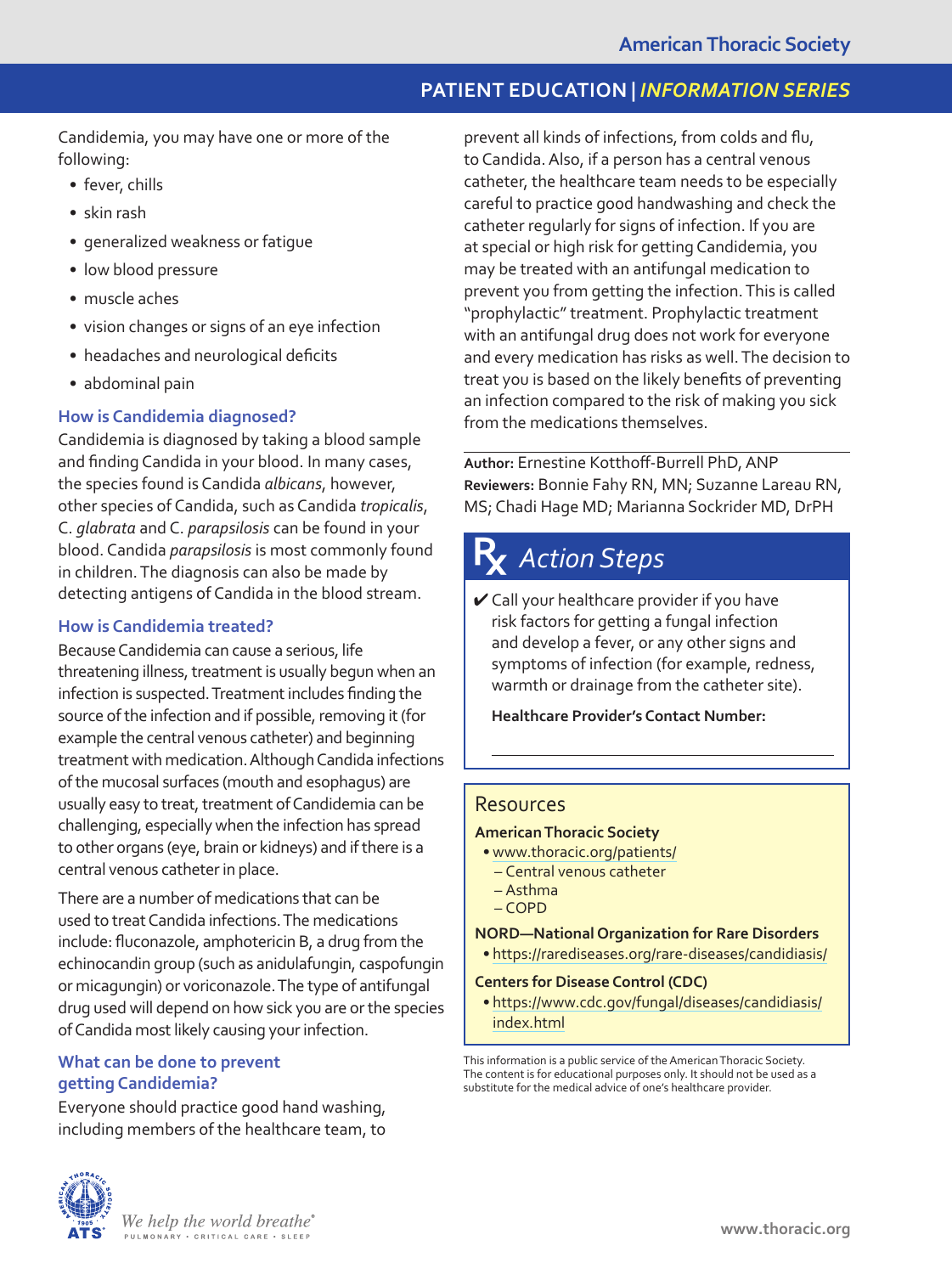Candidemia, you may have one or more of the following:

- fever, chills
- skin rash
- generalized weakness or fatigue
- low blood pressure
- muscle aches
- vision changes or signs of an eye infection
- headaches and neurological deficits
- abdominal pain

### How is Candidemia diagnosed?

Candidemia is diagnosed by taking a blood sample and finding Candida in your blood. In many cases, the species found is Candida *albicans*, however, other species of Candida, such as Candida *tropicalis*, C. *glabrata* and C. *parapsilosis* can be found in your blood. Candida *parapsilosis* is most commonly found in children. The diagnosis can also be made by detecting antigens of Candida in the blood stream.

### How is Candidemia treated?

Because Candidemia can cause a serious, life threatening illness, treatment is usually begun when an infection is suspected. Treatment includes finding the source of the infection and if possible, removing it (for example the central venous catheter) and beginning treatment with medication. Although Candida infections of the mucosal surfaces (mouth and esophagus) are usually easy to treat, treatment of Candidemia can be challenging, especially when the infection has spread to other organs (eye, brain or kidneys) and if there is a central venous catheter in place.

There are a number of medications that can be used to treat Candida infections. The medications include: fluconazole, amphotericin B, a drug from the echinocandin group (such as anidulafungin, caspofungin or micagungin) or voriconazole. The type of antifungal drug used will depend on how sick you are or the species of Candida most likely causing your infection.

### What can be done to prevent getting Candidemia?

Everyone should practice good hand washing, including members of the healthcare team, to prevent all kinds of infections, from colds and flu, to Candida. Also, if a person has a central venous catheter, the healthcare team needs to be especially careful to practice good handwashing and check the catheter regularly for signs of infection. If you are at special or high risk for getting Candidemia, you may be treated with an antifungal medication to prevent you from getting the infection. This is called "prophylactic" treatment. Prophylactic treatment with an antifungal drug does not work for everyone and every medication has risks as well. The decision to treat you is based on the likely benefits of preventing an infection compared to the risk of making you sick from the medications themselves.

**Author:** Ernestine Kotthoff-Burrell PhD, ANP
**Reviewers:** Bonnie Fahy RN, MN; Suzanne Lareau RN, MS; Chadi Hage MD; Marianna Sockrider MD, DrPH

## R_x *Action Steps*

✔ Call your healthcare provider if you have risk factors for getting a fungal infection and develop a fever, or any other signs and symptoms of infection (for example, redness, warmth or drainage from the catheter site).

**Healthcare Provider's Contact Number:**

______________________________

## Resources

**American Thoracic Society**
- www.thoracic.org/patients/
  - Central venous catheter
  - Asthma
  - COPD

**NORD—National Organization for Rare Disorders**
- https://rarediseases.org/rare-diseases/candidiasis/

**Centers for Disease Control (CDC)**
- https://www.cdc.gov/fungal/diseases/candidiasis/index.html

This information is a public service of the American Thoracic Society. The content is for educational purposes only. It should not be used as a substitute for the medical advice of one's healthcare provider.